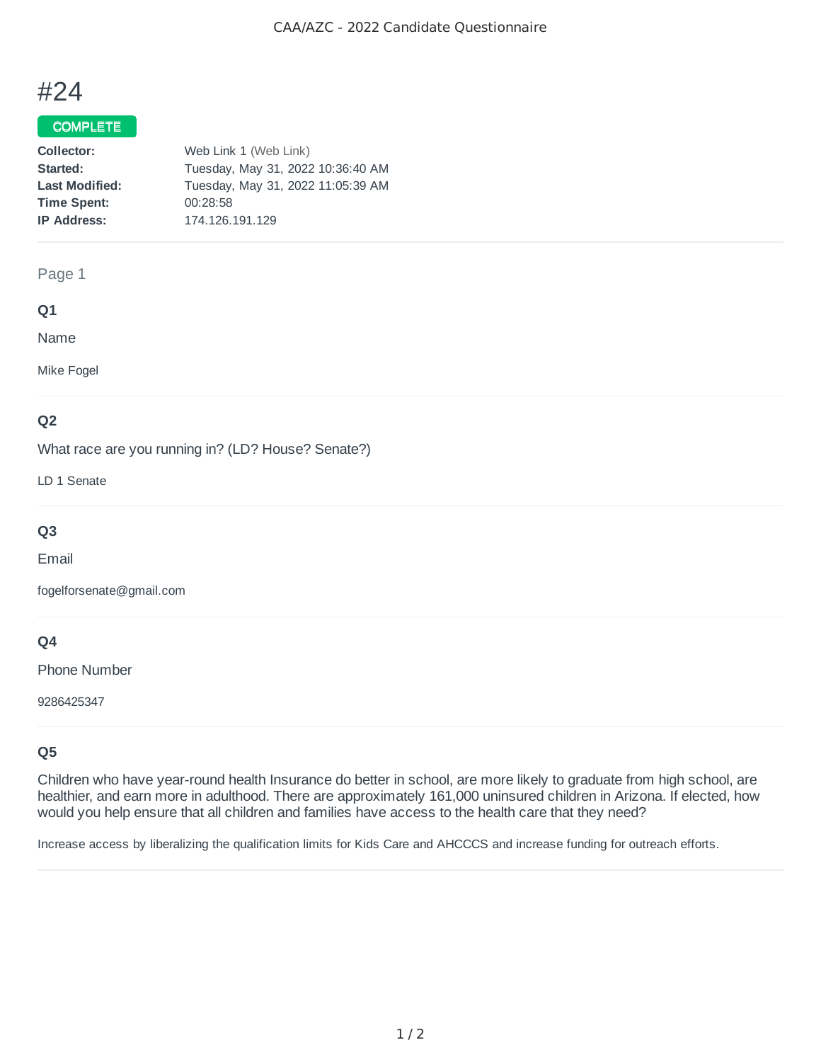CAA/AZC - 2022 Candidate Questionnaire

# #24

**COMPLETE**

| | |
|---|---|
| **Collector:** | Web Link 1 (Web Link) |
| **Started:** | Tuesday, May 31, 2022 10:36:40 AM |
| **Last Modified:** | Tuesday, May 31, 2022 11:05:39 AM |
| **Time Spent:** | 00:28:58 |
| **IP Address:** | 174.126.191.129 |

## Page 1

### Q1

Name

Mike Fogel

### Q2

What race are you running in? (LD? House? Senate?)

LD 1 Senate

### Q3

Email

fogelforsenate@gmail.com

### Q4

Phone Number

9286425347

### Q5

Children who have year-round health Insurance do better in school, are more likely to graduate from high school, are healthier, and earn more in adulthood. There are approximately 161,000 uninsured children in Arizona. If elected, how would you help ensure that all children and families have access to the health care that they need?

Increase access by liberalizing the qualification limits for Kids Care and AHCCCS and increase funding for outreach efforts.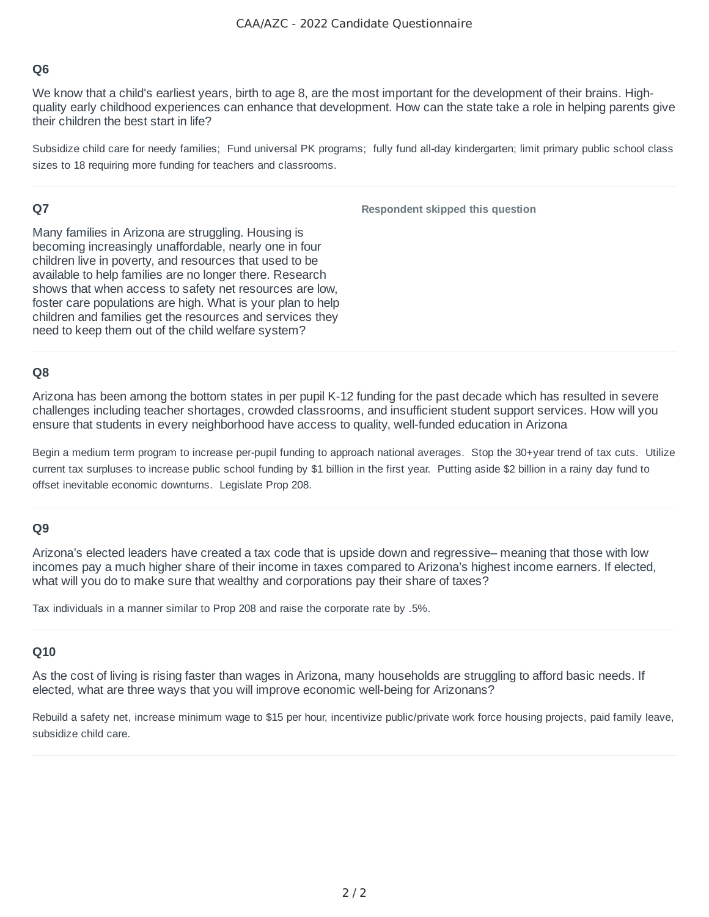## Q6

We know that a child's earliest years, birth to age 8, are the most important for the development of their brains. High-quality early childhood experiences can enhance that development. How can the state take a role in helping parents give their children the best start in life?

Subsidize child care for needy families; Fund universal PK programs; fully fund all-day kindergarten; limit primary public school class sizes to 18 requiring more funding for teachers and classrooms.

## Q7

Many families in Arizona are struggling. Housing is becoming increasingly unaffordable, nearly one in four children live in poverty, and resources that used to be available to help families are no longer there. Research shows that when access to safety net resources are low, foster care populations are high. What is your plan to help children and families get the resources and services they need to keep them out of the child welfare system?

**Respondent skipped this question**

## Q8

Arizona has been among the bottom states in per pupil K-12 funding for the past decade which has resulted in severe challenges including teacher shortages, crowded classrooms, and insufficient student support services. How will you ensure that students in every neighborhood have access to quality, well-funded education in Arizona

Begin a medium term program to increase per-pupil funding to approach national averages. Stop the 30+year trend of tax cuts. Utilize current tax surpluses to increase public school funding by $1 billion in the first year. Putting aside $2 billion in a rainy day fund to offset inevitable economic downturns. Legislate Prop 208.

## Q9

Arizona's elected leaders have created a tax code that is upside down and regressive– meaning that those with low incomes pay a much higher share of their income in taxes compared to Arizona's highest income earners. If elected, what will you do to make sure that wealthy and corporations pay their share of taxes?

Tax individuals in a manner similar to Prop 208 and raise the corporate rate by .5%.

## Q10

As the cost of living is rising faster than wages in Arizona, many households are struggling to afford basic needs. If elected, what are three ways that you will improve economic well-being for Arizonans?

Rebuild a safety net, increase minimum wage to $15 per hour, incentivize public/private work force housing projects, paid family leave, subsidize child care.